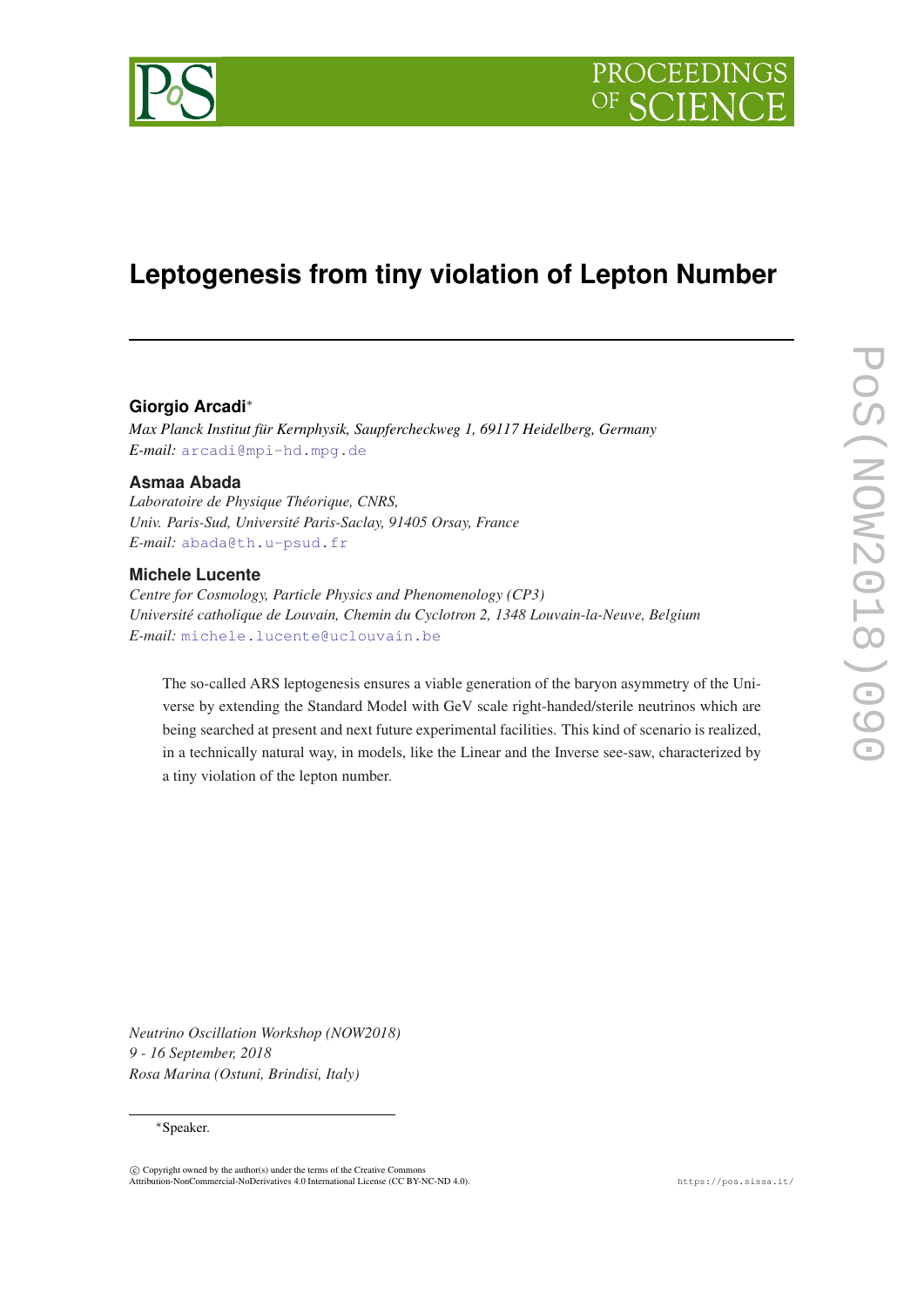# Leptogenesis from tiny violation of Lepton Number

**Giorgio Arcadi***

*Max Planck Institut für Kernphysik, Saupfercheckweg 1, 69117 Heidelberg, Germany*
*E-mail:* arcadi@mpi-hd.mpg.de

**Asmaa Abada**

*Laboratoire de Physique Théorique, CNRS,*
*Univ. Paris-Sud, Université Paris-Saclay, 91405 Orsay, France*
*E-mail:* abada@th.u-psud.fr

**Michele Lucente**

*Centre for Cosmology, Particle Physics and Phenomenology (CP3)*
*Université catholique de Louvain, Chemin du Cyclotron 2, 1348 Louvain-la-Neuve, Belgium*
*E-mail:* michele.lucente@uclouvain.be

The so-called ARS leptogenesis ensures a viable generation of the baryon asymmetry of the Universe by extending the Standard Model with GeV scale right-handed/sterile neutrinos which are being searched at present and next future experimental facilities. This kind of scenario is realized, in a technically natural way, in models, like the Linear and the Inverse see-saw, characterized by a tiny violation of the lepton number.

*Neutrino Oscillation Workshop (NOW2018)*
*9 - 16 September, 2018*
*Rosa Marina (Ostuni, Brindisi, Italy)*

*Speaker.

© Copyright owned by the author(s) under the terms of the Creative Commons Attribution-NonCommercial-NoDerivatives 4.0 International License (CC BY-NC-ND 4.0).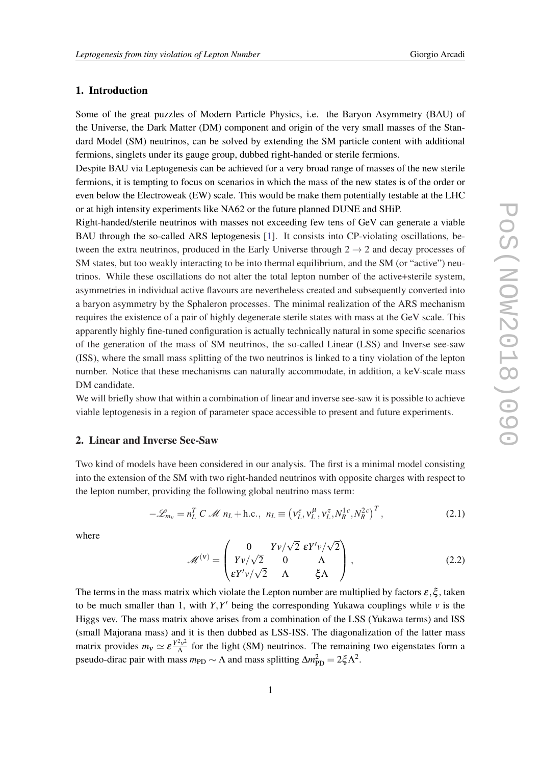## 1. Introduction

Some of the great puzzles of Modern Particle Physics, i.e. the Baryon Asymmetry (BAU) of the Universe, the Dark Matter (DM) component and origin of the very small masses of the Standard Model (SM) neutrinos, can be solved by extending the SM particle content with additional fermions, singlets under its gauge group, dubbed right-handed or sterile fermions.

Despite BAU via Leptogenesis can be achieved for a very broad range of masses of the new sterile fermions, it is tempting to focus on scenarios in which the mass of the new states is of the order or even below the Electroweak (EW) scale. This would be make them potentially testable at the LHC or at high intensity experiments like NA62 or the future planned DUNE and SHiP.

Right-handed/sterile neutrinos with masses not exceeding few tens of GeV can generate a viable BAU through the so-called ARS leptogenesis [1]. It consists into CP-violating oscillations, between the extra neutrinos, produced in the Early Universe through $2 \to 2$ and decay processes of SM states, but too weakly interacting to be into thermal equilibrium, and the SM (or "active") neutrinos. While these oscillations do not alter the total lepton number of the active+sterile system, asymmetries in individual active flavours are nevertheless created and subsequently converted into a baryon asymmetry by the Sphaleron processes. The minimal realization of the ARS mechanism requires the existence of a pair of highly degenerate sterile states with mass at the GeV scale. This apparently highly fine-tuned configuration is actually technically natural in some specific scenarios of the generation of the mass of SM neutrinos, the so-called Linear (LSS) and Inverse see-saw (ISS), where the small mass splitting of the two neutrinos is linked to a tiny violation of the lepton number. Notice that these mechanisms can naturally accommodate, in addition, a keV-scale mass DM candidate.

We will briefly show that within a combination of linear and inverse see-saw it is possible to achieve viable leptogenesis in a region of parameter space accessible to present and future experiments.

## 2. Linear and Inverse See-Saw

Two kind of models have been considered in our analysis. The first is a minimal model consisting into the extension of the SM with two right-handed neutrinos with opposite charges with respect to the lepton number, providing the following global neutrino mass term:

$$-\mathscr{L}_{m_\nu} = n_L^T \, C \, \mathscr{M} \, n_L + \text{h.c.}, \;\; n_L \equiv \left(\nu_L^e, \nu_L^\mu, \nu_L^\tau, N_R^{1\,c}, N_R^{2\,c}\right)^T, \tag{2.1}$$

where

$$\mathscr{M}^{(\nu)} = \begin{pmatrix} 0 & Yv/\sqrt{2} & \varepsilon Y' v/\sqrt{2} \\ Yv/\sqrt{2} & 0 & \Lambda \\ \varepsilon Y' v/\sqrt{2} & \Lambda & \xi \Lambda \end{pmatrix}, \tag{2.2}$$

The terms in the mass matrix which violate the Lepton number are multiplied by factors $\varepsilon, \xi$, taken to be much smaller than 1, with $Y, Y'$ being the corresponding Yukawa couplings while $v$ is the Higgs vev. The mass matrix above arises from a combination of the LSS (Yukawa terms) and ISS (small Majorana mass) and it is then dubbed as LSS-ISS. The diagonalization of the latter mass matrix provides $m_\nu \simeq \varepsilon \frac{Y^2 v^2}{\Lambda}$ for the light (SM) neutrinos. The remaining two eigenstates form a pseudo-dirac pair with mass $m_{\text{PD}} \sim \Lambda$ and mass splitting $\Delta m^2_{\text{PD}} = 2\xi \Lambda^2$.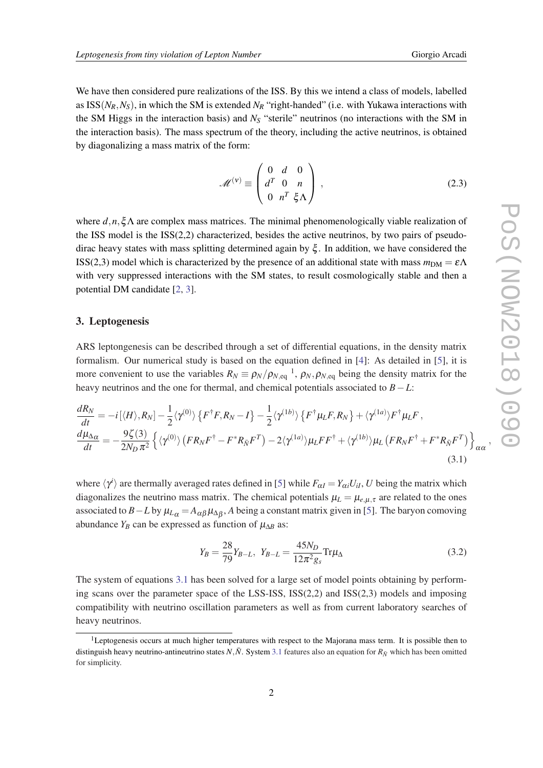We have then considered pure realizations of the ISS. By this we intend a class of models, labelled as ISS($N_R, N_S$), in which the SM is extended $N_R$ "right-handed" (i.e. with Yukawa interactions with the SM Higgs in the interaction basis) and $N_S$ "sterile" neutrinos (no interactions with the SM in the interaction basis). The mass spectrum of the theory, including the active neutrinos, is obtained by diagonalizing a mass matrix of the form:

$$\mathcal{M}^{(\nu)} \equiv \begin{pmatrix} 0 & d & 0 \\ d^T & 0 & n \\ 0 & n^T & \xi\Lambda \end{pmatrix}, \tag{2.3}$$

where $d, n, \xi\Lambda$ are complex mass matrices. The minimal phenomenologically viable realization of the ISS model is the ISS(2,2) characterized, besides the active neutrinos, by two pairs of pseudo-dirac heavy states with mass splitting determined again by $\xi$. In addition, we have considered the ISS(2,3) model which is characterized by the presence of an additional state with mass $m_{\rm DM} = \varepsilon\Lambda$ with very suppressed interactions with the SM states, to result cosmologically stable and then a potential DM candidate [2, 3].

## 3. Leptogenesis

ARS leptongenesis can be described through a set of differential equations, in the density matrix formalism. Our numerical study is based on the equation defined in [4]: As detailed in [5], it is more convenient to use the variables $R_N \equiv \rho_N/\rho_{N,\rm eq}$ [1], $\rho_N, \rho_{N,\rm eq}$ being the density matrix for the heavy neutrinos and the one for thermal, and chemical potentials associated to $B-L$:

$$\begin{aligned}
\frac{dR_N}{dt} &= -i\left[\langle H\rangle, R_N\right] - \frac{1}{2}\langle\gamma^{(0)}\rangle\left\{F^\dagger F, R_N - I\right\} - \frac{1}{2}\langle\gamma^{(1b)}\rangle\left\{F^\dagger \mu_L F, R_N\right\} + \langle\gamma^{(1a)}\rangle F^\dagger \mu_L F\,, \\
\frac{d\mu_{\Delta\alpha}}{dt} &= -\frac{9\zeta(3)}{2N_D\pi^2}\left\{\langle\gamma^{(0)}\rangle\left(FR_N F^\dagger - F^* R_{\bar{N}} F^T\right) - 2\langle\gamma^{(1a)}\rangle \mu_L F F^\dagger + \langle\gamma^{(1b)}\rangle \mu_L\left(FR_N F^\dagger + F^* R_{\bar{N}} F^T\right)\right\}_{\alpha\alpha}\,,
\end{aligned} \tag{3.1}$$

where $\langle\gamma^i\rangle$ are thermally averaged rates defined in [5] while $F_{\alpha I} = Y_{\alpha i} U_{iI}$, $U$ being the matrix which diagonalizes the neutrino mass matrix. The chemical potentials $\mu_L = \mu_{e,\mu,\tau}$ are related to the ones associated to $B-L$ by $\mu_{L_\alpha} = A_{\alpha\beta}\mu_{\Delta_\beta}$, $A$ being a constant matrix given in [5]. The baryon comoving abundance $Y_B$ can be expressed as function of $\mu_{\Delta B}$ as:

$$Y_B = \frac{28}{79} Y_{B-L}, \;\; Y_{B-L} = \frac{45 N_D}{12\pi^2 g_s} \mathrm{Tr}\mu_\Delta \tag{3.2}$$

The system of equations 3.1 has been solved for a large set of model points obtaining by performing scans over the parameter space of the LSS-ISS, ISS(2,2) and ISS(2,3) models and imposing compatibility with neutrino oscillation parameters as well as from current laboratory searches of heavy neutrinos.

[1] Leptogenesis occurs at much higher temperatures with respect to the Majorana mass term. It is possible then to distinguish heavy neutrino-antineutrino states $N, \bar{N}$. System 3.1 features also an equation for $R_{\bar{N}}$ which has been omitted for simplicity.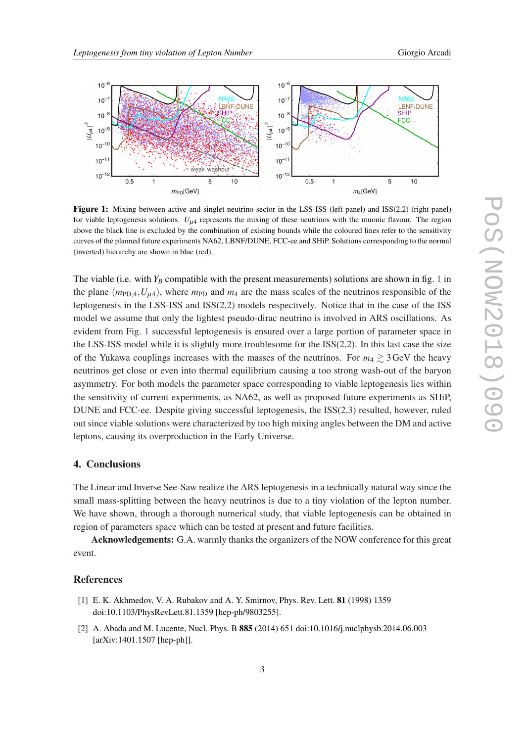**Figure 1:** Mixing between active and singlet neutrino sector in the LSS-ISS (left panel) and ISS(2,2) (right-panel) for viable leptogenesis solutions. $U_{\mu 4}$ represents the mixing of these neutrinos with the muonic flavour. The region above the black line is excluded by the combination of existing bounds while the coloured lines refer to the sensitivity curves of the planned future experiments NA62, LBNF/DUNE, FCC-ee and SHiP. Solutions corresponding to the normal (inverted) hierarchy are shown in blue (red).

The viable (i.e. with $Y_B$ compatible with the present measurements) solutions are shown in fig. 1 in the plane $(m_{\mathrm{PD},4}, U_{\mu 4})$, where $m_{\mathrm{PD}}$ and $m_4$ are the mass scales of the neutrinos responsible of the leptogenesis in the LSS-ISS and ISS(2,2) models respectively. Notice that in the case of the ISS model we assume that only the lightest pseudo-dirac neutrino is involved in ARS oscillations. As evident from Fig. 1 successful leptogenesis is ensured over a large portion of parameter space in the LSS-ISS model while it is slightly more troublesome for the ISS(2,2). In this last case the size of the Yukawa couplings increases with the masses of the neutrinos. For $m_4 \gtrsim 3\,\mathrm{GeV}$ the heavy neutrinos get close or even into thermal equilibrium causing a too strong wash-out of the baryon asymmetry. For both models the parameter space corresponding to viable leptogenesis lies within the sensitivity of current experiments, as NA62, as well as proposed future experiments as SHiP, DUNE and FCC-ee. Despite giving successful leptogenesis, the ISS(2,3) resulted, however, ruled out since viable solutions were characterized by too high mixing angles between the DM and active leptons, causing its overproduction in the Early Universe.

## 4. Conclusions

The Linear and Inverse See-Saw realize the ARS leptogenesis in a technically natural way since the small mass-splitting between the heavy neutrinos is due to a tiny violation of the lepton number. We have shown, through a thorough numerical study, that viable leptogenesis can be obtained in region of parameters space which can be tested at present and future facilities.

**Acknowledgements:** G.A. warmly thanks the organizers of the NOW conference for this great event.

## References

[1] E. K. Akhmedov, V. A. Rubakov and A. Y. Smirnov, Phys. Rev. Lett. **81** (1998) 1359 doi:10.1103/PhysRevLett.81.1359 [hep-ph/9803255].

[2] A. Abada and M. Lucente, Nucl. Phys. B **885** (2014) 651 doi:10.1016/j.nuclphysb.2014.06.003 [arXiv:1401.1507 [hep-ph]].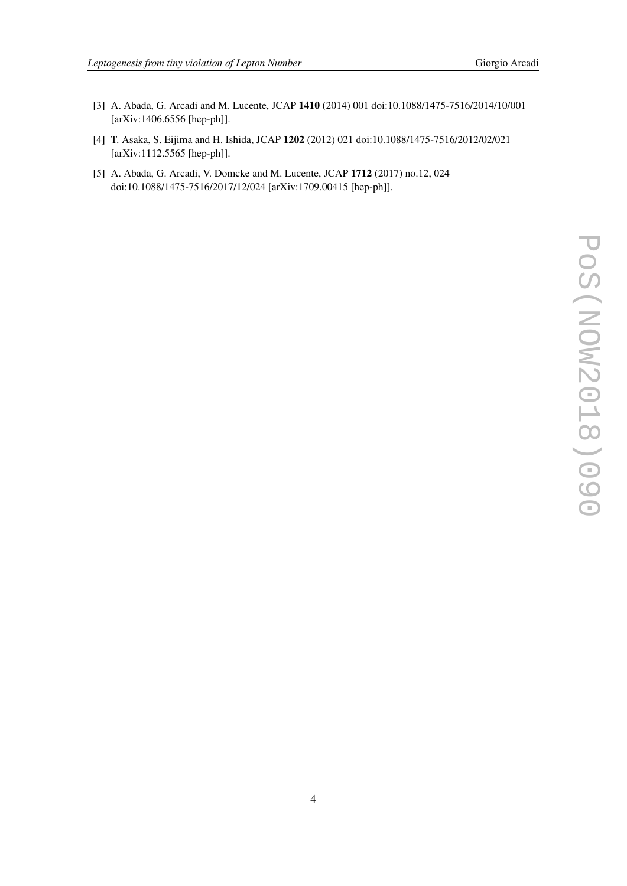[3] A. Abada, G. Arcadi and M. Lucente, JCAP **1410** (2014) 001 doi:10.1088/1475-7516/2014/10/001 [arXiv:1406.6556 [hep-ph]].

[4] T. Asaka, S. Eijima and H. Ishida, JCAP **1202** (2012) 021 doi:10.1088/1475-7516/2012/02/021 [arXiv:1112.5565 [hep-ph]].

[5] A. Abada, G. Arcadi, V. Domcke and M. Lucente, JCAP **1712** (2017) no.12, 024 doi:10.1088/1475-7516/2017/12/024 [arXiv:1709.00415 [hep-ph]].